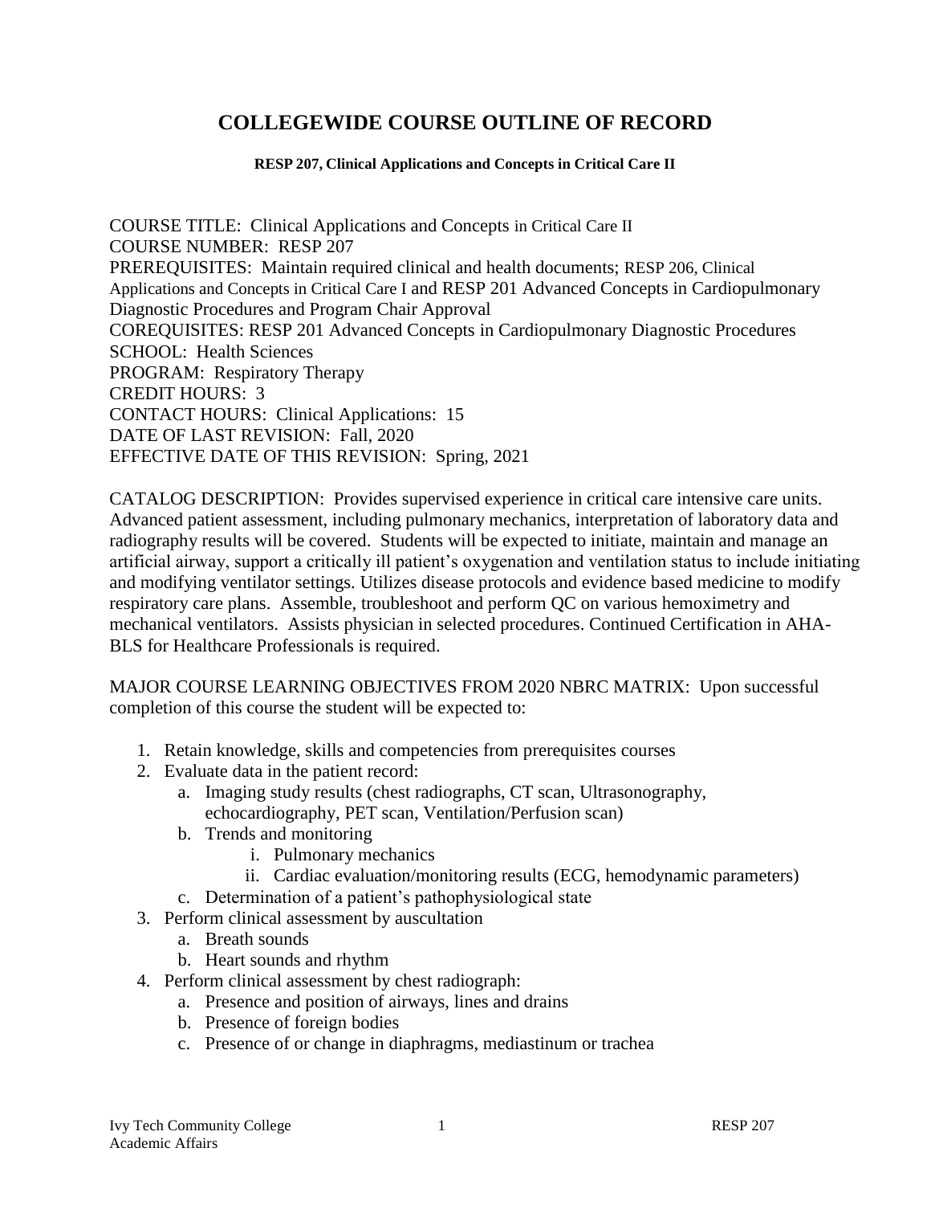# COLLEGEWIDE COURSE OUTLINE OF RECORD

**RESP 207, Clinical Applications and Concepts in Critical Care II**

COURSE TITLE: Clinical Applications and Concepts in Critical Care II
COURSE NUMBER: RESP 207
PREREQUISITES: Maintain required clinical and health documents; RESP 206, Clinical Applications and Concepts in Critical Care I and RESP 201 Advanced Concepts in Cardiopulmonary Diagnostic Procedures and Program Chair Approval
COREQUISITES: RESP 201 Advanced Concepts in Cardiopulmonary Diagnostic Procedures
SCHOOL: Health Sciences
PROGRAM: Respiratory Therapy
CREDIT HOURS: 3
CONTACT HOURS: Clinical Applications: 15
DATE OF LAST REVISION: Fall, 2020
EFFECTIVE DATE OF THIS REVISION: Spring, 2021

CATALOG DESCRIPTION: Provides supervised experience in critical care intensive care units. Advanced patient assessment, including pulmonary mechanics, interpretation of laboratory data and radiography results will be covered. Students will be expected to initiate, maintain and manage an artificial airway, support a critically ill patient's oxygenation and ventilation status to include initiating and modifying ventilator settings. Utilizes disease protocols and evidence based medicine to modify respiratory care plans. Assemble, troubleshoot and perform QC on various hemoximetry and mechanical ventilators. Assists physician in selected procedures. Continued Certification in AHA-BLS for Healthcare Professionals is required.

MAJOR COURSE LEARNING OBJECTIVES FROM 2020 NBRC MATRIX: Upon successful completion of this course the student will be expected to:

1. Retain knowledge, skills and competencies from prerequisites courses
2. Evaluate data in the patient record:
   a. Imaging study results (chest radiographs, CT scan, Ultrasonography, echocardiography, PET scan, Ventilation/Perfusion scan)
   b. Trends and monitoring
      i. Pulmonary mechanics
      ii. Cardiac evaluation/monitoring results (ECG, hemodynamic parameters)
   c. Determination of a patient's pathophysiological state
3. Perform clinical assessment by auscultation
   a. Breath sounds
   b. Heart sounds and rhythm
4. Perform clinical assessment by chest radiograph:
   a. Presence and position of airways, lines and drains
   b. Presence of foreign bodies
   c. Presence of or change in diaphragms, mediastinum or trachea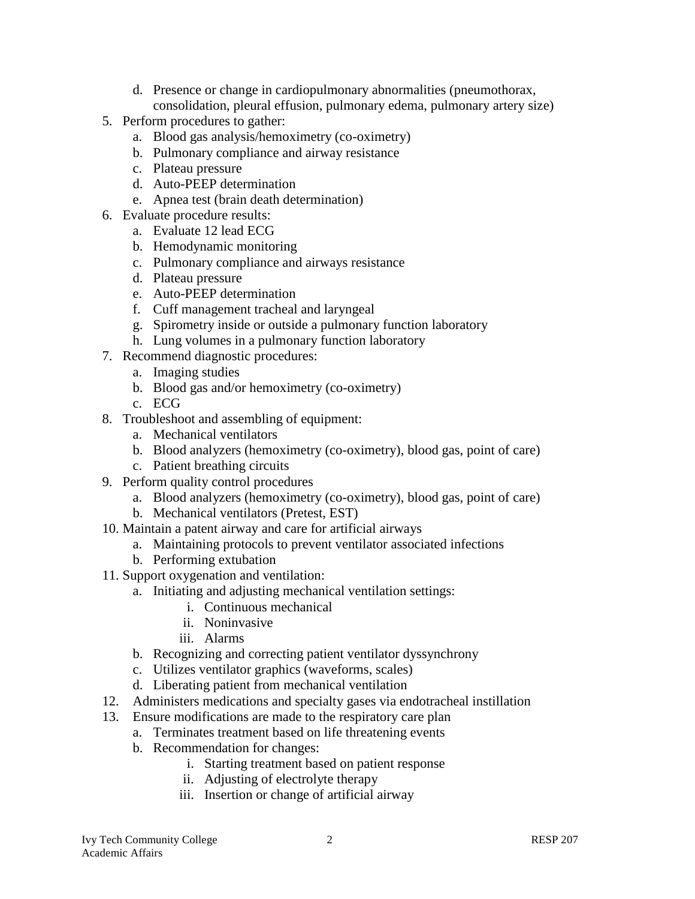d. Presence or change in cardiopulmonary abnormalities (pneumothorax, consolidation, pleural effusion, pulmonary edema, pulmonary artery size)

5. Perform procedures to gather:
   a. Blood gas analysis/hemoximetry (co-oximetry)
   b. Pulmonary compliance and airway resistance
   c. Plateau pressure
   d. Auto-PEEP determination
   e. Apnea test (brain death determination)
6. Evaluate procedure results:
   a. Evaluate 12 lead ECG
   b. Hemodynamic monitoring
   c. Pulmonary compliance and airways resistance
   d. Plateau pressure
   e. Auto-PEEP determination
   f. Cuff management tracheal and laryngeal
   g. Spirometry inside or outside a pulmonary function laboratory
   h. Lung volumes in a pulmonary function laboratory
7. Recommend diagnostic procedures:
   a. Imaging studies
   b. Blood gas and/or hemoximetry (co-oximetry)
   c. ECG
8. Troubleshoot and assembling of equipment:
   a. Mechanical ventilators
   b. Blood analyzers (hemoximetry (co-oximetry), blood gas, point of care)
   c. Patient breathing circuits
9. Perform quality control procedures
   a. Blood analyzers (hemoximetry (co-oximetry), blood gas, point of care)
   b. Mechanical ventilators (Pretest, EST)
10. Maintain a patent airway and care for artificial airways
    a. Maintaining protocols to prevent ventilator associated infections
    b. Performing extubation
11. Support oxygenation and ventilation:
    a. Initiating and adjusting mechanical ventilation settings:
       i. Continuous mechanical
       ii. Noninvasive
       iii. Alarms
    b. Recognizing and correcting patient ventilator dyssynchrony
    c. Utilizes ventilator graphics (waveforms, scales)
    d. Liberating patient from mechanical ventilation
12. Administers medications and specialty gases via endotracheal instillation
13. Ensure modifications are made to the respiratory care plan
    a. Terminates treatment based on life threatening events
    b. Recommendation for changes:
       i. Starting treatment based on patient response
       ii. Adjusting of electrolyte therapy
       iii. Insertion or change of artificial airway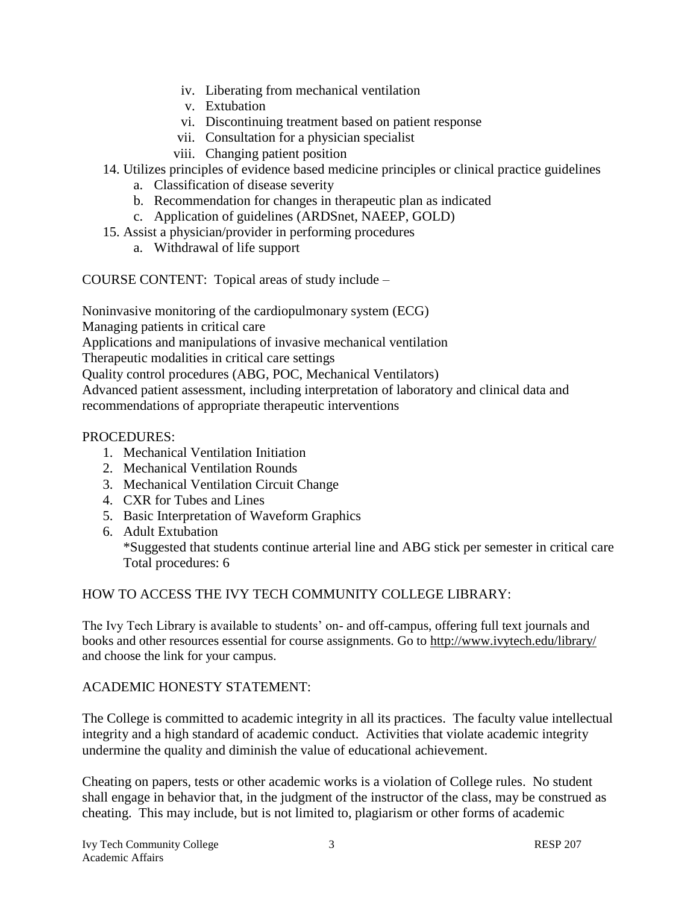iv. Liberating from mechanical ventilation
    v. Extubation
    vi. Discontinuing treatment based on patient response
    vii. Consultation for a physician specialist
    viii. Changing patient position

14. Utilizes principles of evidence based medicine principles or clinical practice guidelines
    a. Classification of disease severity
    b. Recommendation for changes in therapeutic plan as indicated
    c. Application of guidelines (ARDSnet, NAEEP, GOLD)
15. Assist a physician/provider in performing procedures
    a. Withdrawal of life support

COURSE CONTENT: Topical areas of study include –

Noninvasive monitoring of the cardiopulmonary system (ECG)
Managing patients in critical care
Applications and manipulations of invasive mechanical ventilation
Therapeutic modalities in critical care settings
Quality control procedures (ABG, POC, Mechanical Ventilators)
Advanced patient assessment, including interpretation of laboratory and clinical data and recommendations of appropriate therapeutic interventions

PROCEDURES:

1. Mechanical Ventilation Initiation
2. Mechanical Ventilation Rounds
3. Mechanical Ventilation Circuit Change
4. CXR for Tubes and Lines
5. Basic Interpretation of Waveform Graphics
6. Adult Extubation
   *Suggested that students continue arterial line and ABG stick per semester in critical care
   Total procedures: 6

HOW TO ACCESS THE IVY TECH COMMUNITY COLLEGE LIBRARY:

The Ivy Tech Library is available to students' on- and off-campus, offering full text journals and books and other resources essential for course assignments. Go to http://www.ivytech.edu/library/ and choose the link for your campus.

ACADEMIC HONESTY STATEMENT:

The College is committed to academic integrity in all its practices. The faculty value intellectual integrity and a high standard of academic conduct. Activities that violate academic integrity undermine the quality and diminish the value of educational achievement.

Cheating on papers, tests or other academic works is a violation of College rules. No student shall engage in behavior that, in the judgment of the instructor of the class, may be construed as cheating. This may include, but is not limited to, plagiarism or other forms of academic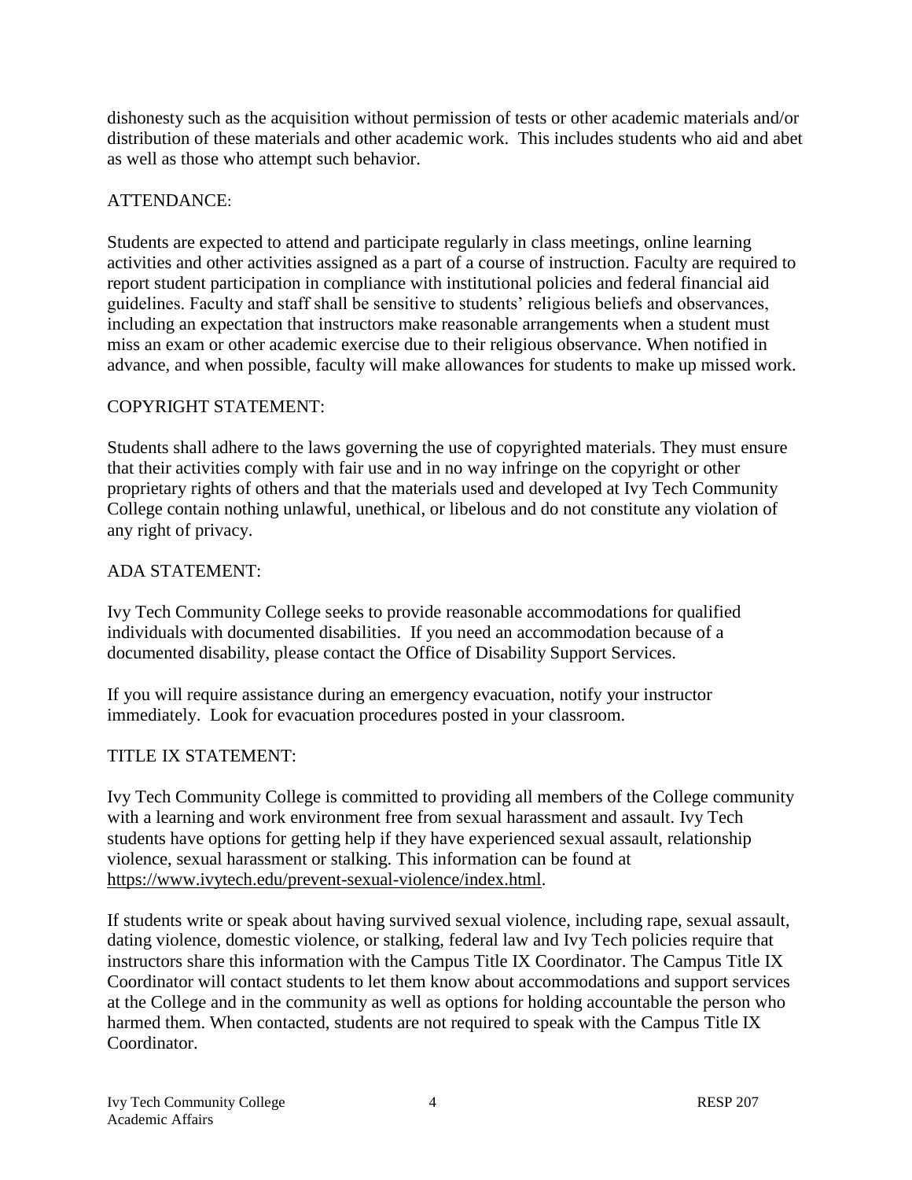dishonesty such as the acquisition without permission of tests or other academic materials and/or distribution of these materials and other academic work. This includes students who aid and abet as well as those who attempt such behavior.

## ATTENDANCE:

Students are expected to attend and participate regularly in class meetings, online learning activities and other activities assigned as a part of a course of instruction. Faculty are required to report student participation in compliance with institutional policies and federal financial aid guidelines. Faculty and staff shall be sensitive to students' religious beliefs and observances, including an expectation that instructors make reasonable arrangements when a student must miss an exam or other academic exercise due to their religious observance. When notified in advance, and when possible, faculty will make allowances for students to make up missed work.

## COPYRIGHT STATEMENT:

Students shall adhere to the laws governing the use of copyrighted materials. They must ensure that their activities comply with fair use and in no way infringe on the copyright or other proprietary rights of others and that the materials used and developed at Ivy Tech Community College contain nothing unlawful, unethical, or libelous and do not constitute any violation of any right of privacy.

## ADA STATEMENT:

Ivy Tech Community College seeks to provide reasonable accommodations for qualified individuals with documented disabilities. If you need an accommodation because of a documented disability, please contact the Office of Disability Support Services.

If you will require assistance during an emergency evacuation, notify your instructor immediately. Look for evacuation procedures posted in your classroom.

## TITLE IX STATEMENT:

Ivy Tech Community College is committed to providing all members of the College community with a learning and work environment free from sexual harassment and assault. Ivy Tech students have options for getting help if they have experienced sexual assault, relationship violence, sexual harassment or stalking. This information can be found at https://www.ivytech.edu/prevent-sexual-violence/index.html.

If students write or speak about having survived sexual violence, including rape, sexual assault, dating violence, domestic violence, or stalking, federal law and Ivy Tech policies require that instructors share this information with the Campus Title IX Coordinator. The Campus Title IX Coordinator will contact students to let them know about accommodations and support services at the College and in the community as well as options for holding accountable the person who harmed them. When contacted, students are not required to speak with the Campus Title IX Coordinator.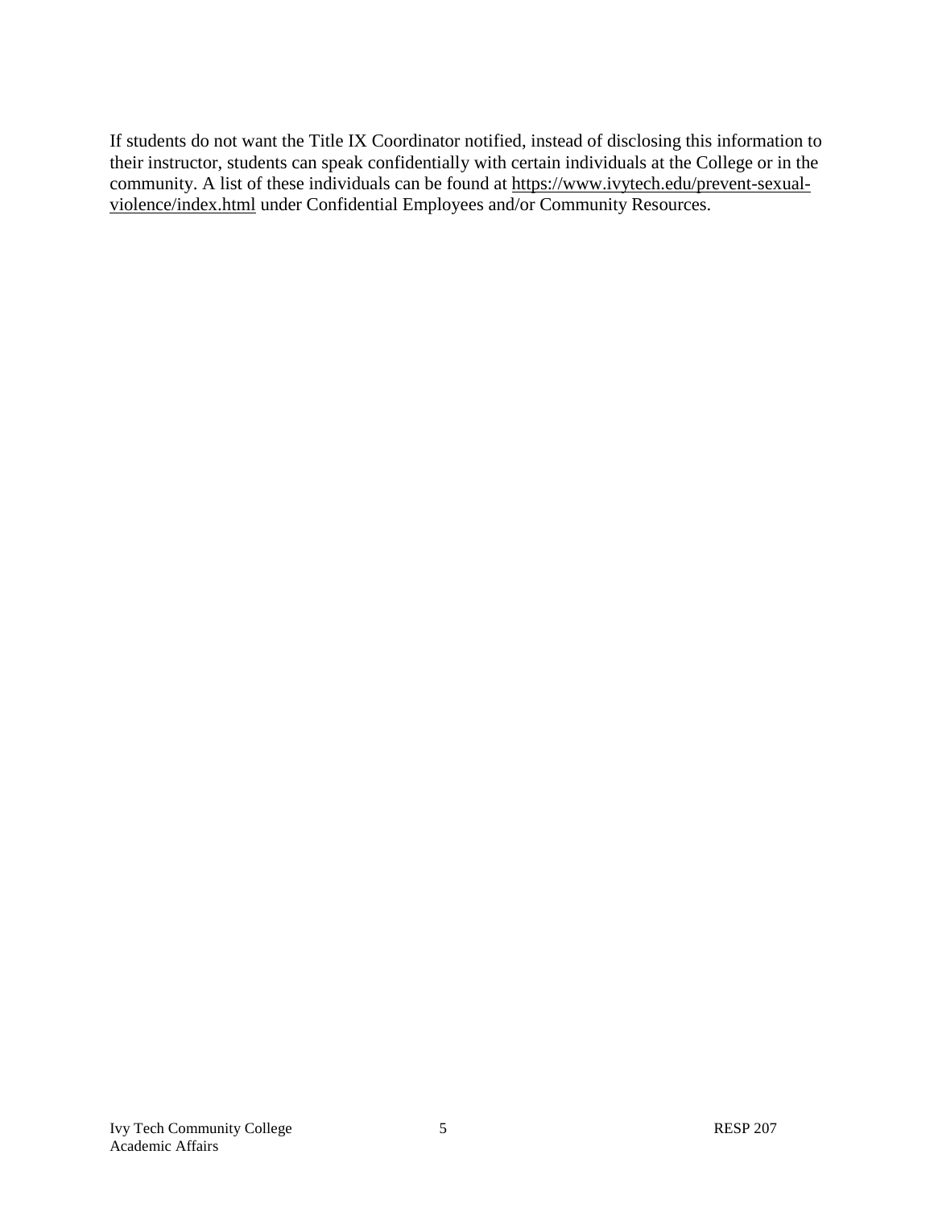If students do not want the Title IX Coordinator notified, instead of disclosing this information to their instructor, students can speak confidentially with certain individuals at the College or in the community. A list of these individuals can be found at https://www.ivytech.edu/prevent-sexual-violence/index.html under Confidential Employees and/or Community Resources.